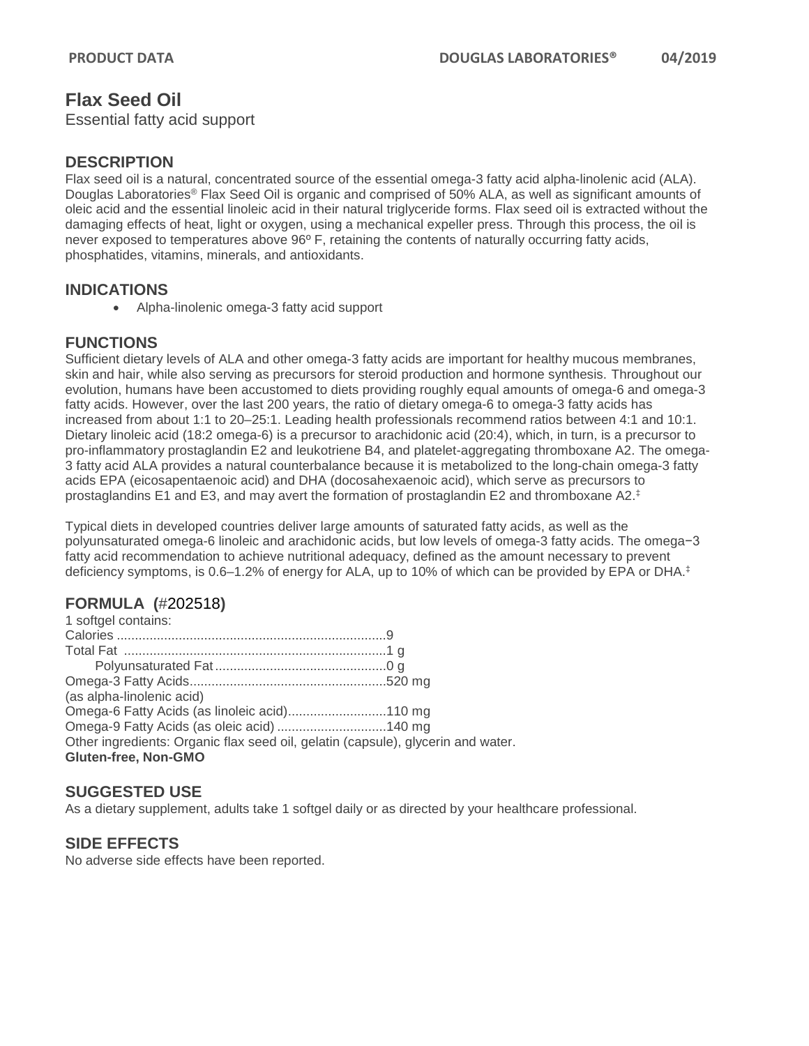# Flax Seed Oil

Essential fatty acid support

## DESCRIPTION

Flax seed oil is a natural, concentrated source of the essential omega-3 fatty acid alpha-linolenic acid (ALA). Douglas Laboratories® Flax Seed Oil is organic and comprised of 50% ALA, as well as significant amounts of oleic acid and the essential linoleic acid in their natural triglyceride forms. Flax seed oil is extracted without the damaging effects of heat, light or oxygen, using a mechanical expeller press. Through this process, the oil is never exposed to temperatures above 96º F, retaining the contents of naturally occurring fatty acids, phosphatides, vitamins, minerals, and antioxidants.

## INDICATIONS

- Alpha-linolenic omega-3 fatty acid support

## FUNCTIONS

Sufficient dietary levels of ALA and other omega-3 fatty acids are important for healthy mucous membranes, skin and hair, while also serving as precursors for steroid production and hormone synthesis. Throughout our evolution, humans have been accustomed to diets providing roughly equal amounts of omega-6 and omega-3 fatty acids. However, over the last 200 years, the ratio of dietary omega-6 to omega-3 fatty acids has increased from about 1:1 to 20–25:1. Leading health professionals recommend ratios between 4:1 and 10:1. Dietary linoleic acid (18:2 omega-6) is a precursor to arachidonic acid (20:4), which, in turn, is a precursor to pro-inflammatory prostaglandin E2 and leukotriene B4, and platelet-aggregating thromboxane A2. The omega-3 fatty acid ALA provides a natural counterbalance because it is metabolized to the long-chain omega-3 fatty acids EPA (eicosapentaenoic acid) and DHA (docosahexaenoic acid), which serve as precursors to prostaglandins E1 and E3, and may avert the formation of prostaglandin E2 and thromboxane A2.‡

Typical diets in developed countries deliver large amounts of saturated fatty acids, as well as the polyunsaturated omega-6 linoleic and arachidonic acids, but low levels of omega-3 fatty acids. The omega−3 fatty acid recommendation to achieve nutritional adequacy, defined as the amount necessary to prevent deficiency symptoms, is 0.6–1.2% of energy for ALA, up to 10% of which can be provided by EPA or DHA.‡

## FORMULA (#202518)

1 softgel contains:

| | |
|---|---|
| Calories | 9 |
| Total Fat | 1 g |
| Polyunsaturated Fat | 0 g |
| Omega-3 Fatty Acids (as alpha-linolenic acid) | 520 mg |
| Omega-6 Fatty Acids (as linoleic acid) | 110 mg |
| Omega-9 Fatty Acids (as oleic acid) | 140 mg |

Other ingredients: Organic flax seed oil, gelatin (capsule), glycerin and water.

**Gluten-free, Non-GMO**

## SUGGESTED USE

As a dietary supplement, adults take 1 softgel daily or as directed by your healthcare professional.

## SIDE EFFECTS

No adverse side effects have been reported.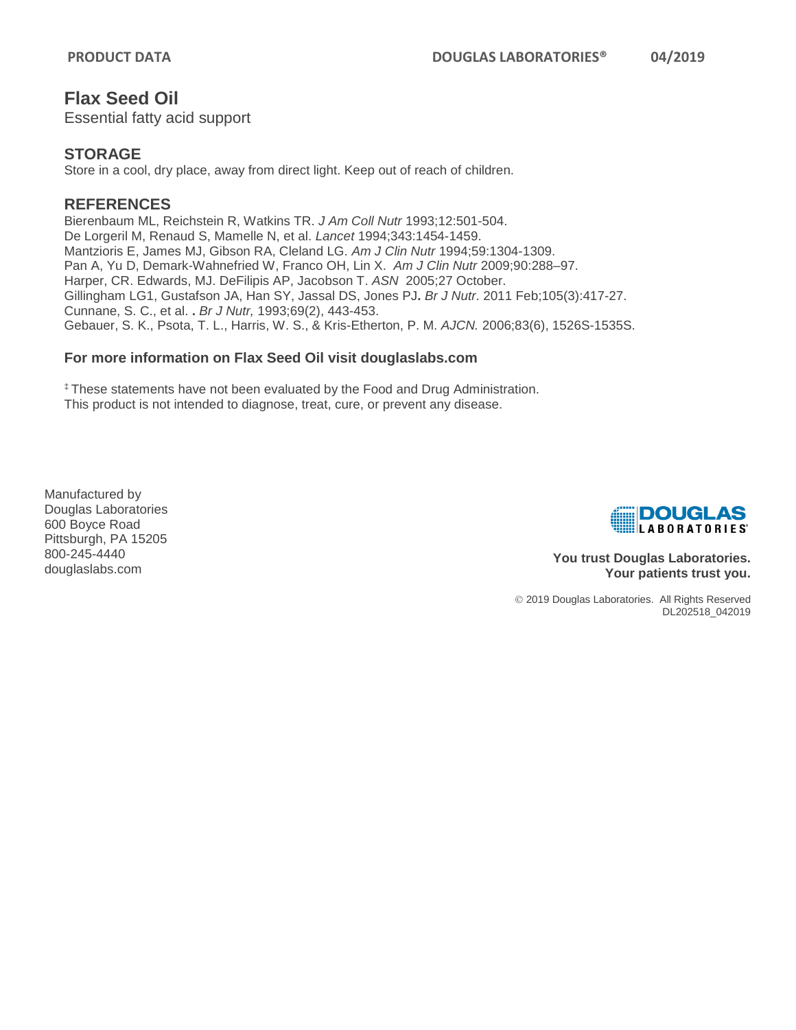# Flax Seed Oil

Essential fatty acid support

## STORAGE

Store in a cool, dry place, away from direct light. Keep out of reach of children.

## REFERENCES

Bierenbaum ML, Reichstein R, Watkins TR. *J Am Coll Nutr* 1993;12:501-504.
De Lorgeril M, Renaud S, Mamelle N, et al. *Lancet* 1994;343:1454-1459.
Mantzioris E, James MJ, Gibson RA, Cleland LG. *Am J Clin Nutr* 1994;59:1304-1309.
Pan A, Yu D, Demark-Wahnefried W, Franco OH, Lin X. *Am J Clin Nutr* 2009;90:288–97.
Harper, CR. Edwards, MJ. DeFilipis AP, Jacobson T. *ASN* 2005;27 October.
Gillingham LG1, Gustafson JA, Han SY, Jassal DS, Jones PJ**.** *Br J Nutr*. 2011 Feb;105(3):417-27.
Cunnane, S. C., et al. **.** *Br J Nutr,* 1993;69(2), 443-453.
Gebauer, S. K., Psota, T. L., Harris, W. S., & Kris-Etherton, P. M. *AJCN.* 2006;83(6), 1526S-1535S.

**For more information on Flax Seed Oil visit douglaslabs.com**

‡ These statements have not been evaluated by the Food and Drug Administration.
This product is not intended to diagnose, treat, cure, or prevent any disease.

Manufactured by
Douglas Laboratories
600 Boyce Road
Pittsburgh, PA 15205
800-245-4440
douglaslabs.com

DOUGLAS LABORATORIES®

**You trust Douglas Laboratories.
Your patients trust you.**

© 2019 Douglas Laboratories. All Rights Reserved
DL202518_042019